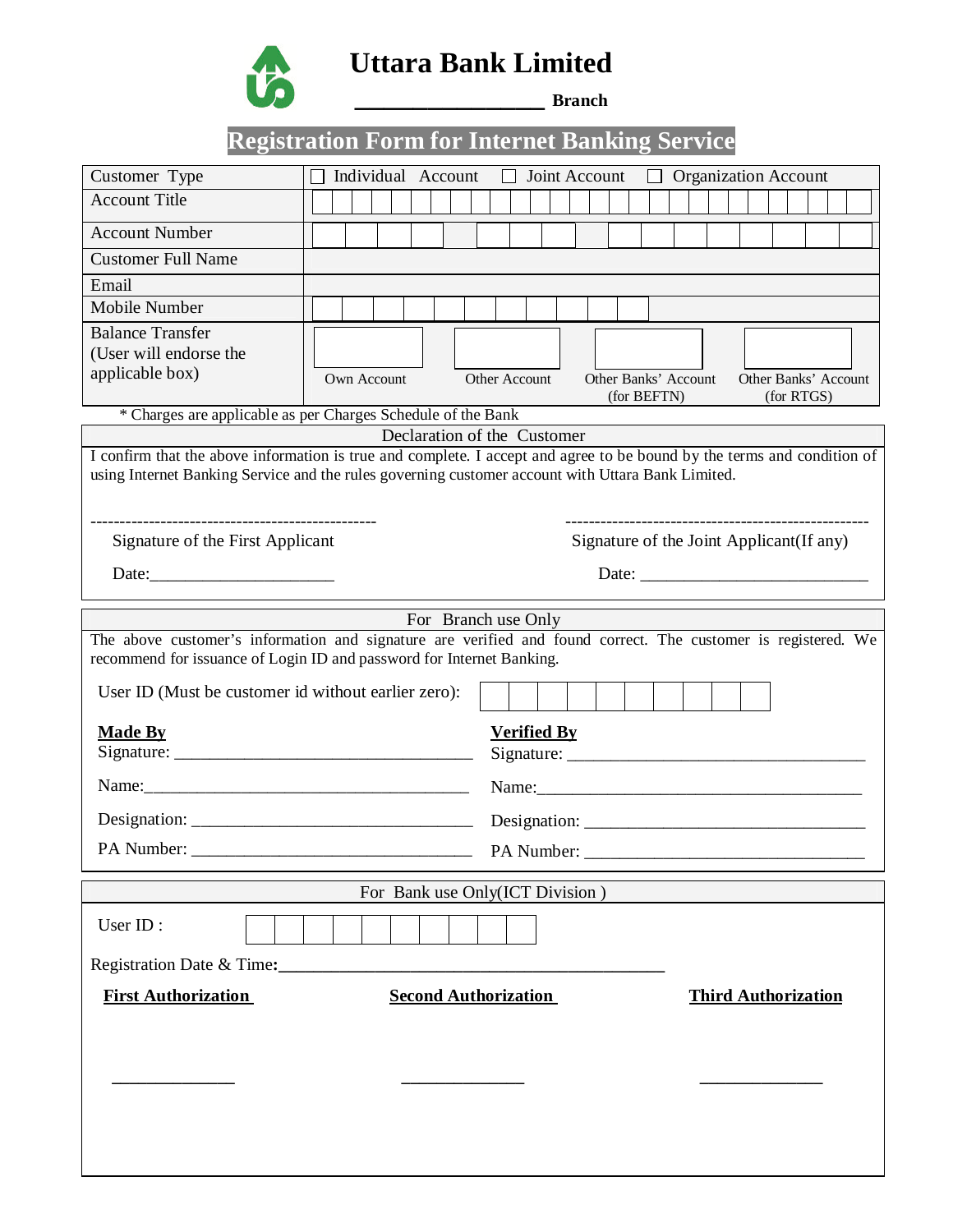# Uttara Bank Limited

__________________ **Branch**

## Registration Form for Internet Banking Service

| | |
|---|---|
| Customer Type | ☐ Individual Account ☐ Joint Account ☐ Organization Account |
| Account Title | |
| Account Number | |
| Customer Full Name | |
| Email | |
| Mobile Number | |
| Balance Transfer (User will endorse the applicable box) | ☐ Own Account ☐ Other Account ☐ Other Banks' Account (for BEFTN) ☐ Other Banks' Account (for RTGS) |

\* Charges are applicable as per Charges Schedule of the Bank

### Declaration of the Customer

I confirm that the above information is true and complete. I accept and agree to be bound by the terms and condition of using Internet Banking Service and the rules governing customer account with Uttara Bank Limited.

------------------------------------------------- Signature of the First Applicant

Date:_____________________

---------------------------------------------------- Signature of the Joint Applicant(If any)

Date: ___________________________

### For Branch use Only

The above customer's information and signature are verified and found correct. The customer is registered. We recommend for issuance of Login ID and password for Internet Banking.

User ID (Must be customer id without earlier zero):

**Made By**

Signature: __________________________________

Name:_____________________________________

Designation: ________________________________

PA Number: ________________________________

**Verified By**

Signature: __________________________________

Name:_____________________________________

Designation: ________________________________

PA Number: ________________________________

### For Bank use Only(ICT Division )

User ID :

Registration Date & Time:____________________________________________

**First Authorization**

______________

**Second Authorization**

______________

**Third Authorization**

______________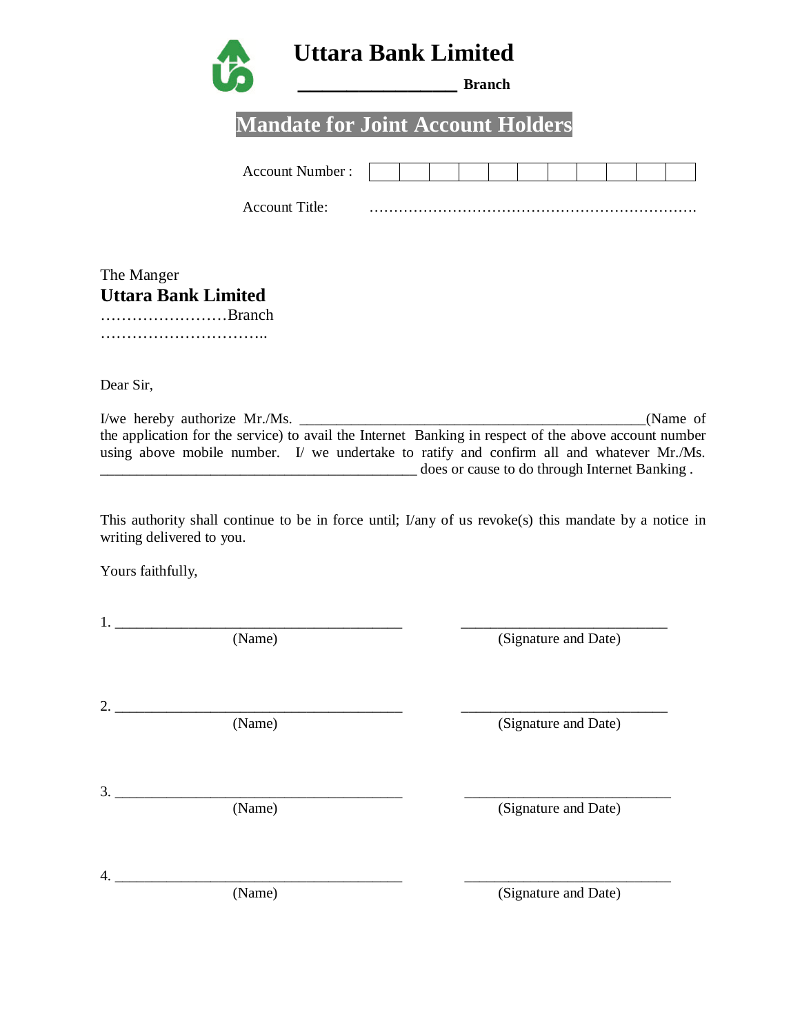# Uttara Bank Limited

__________________ **Branch**

## Mandate for Joint Account Holders

Account Number : | | | | | | | | | | | |

Account Title: ………………………………………………………….

The Manger
**Uttara Bank Limited**
……………………Branch
…………………………..

Dear Sir,

I/we hereby authorize Mr./Ms. _______________________________________________(Name of the application for the service) to avail the Internet Banking in respect of the above account number using above mobile number. I/ we undertake to ratify and confirm all and whatever Mr./Ms. __________________________________________ does or cause to do through Internet Banking .

This authority shall continue to be in force until; I/any of us revoke(s) this mandate by a notice in writing delivered to you.

Yours faithfully,

1. _______________________________________ (Name) ____________________________ (Signature and Date)

2. _______________________________________ (Name) ____________________________ (Signature and Date)

3. _______________________________________ (Name) ____________________________ (Signature and Date)

4. _______________________________________ (Name) ____________________________ (Signature and Date)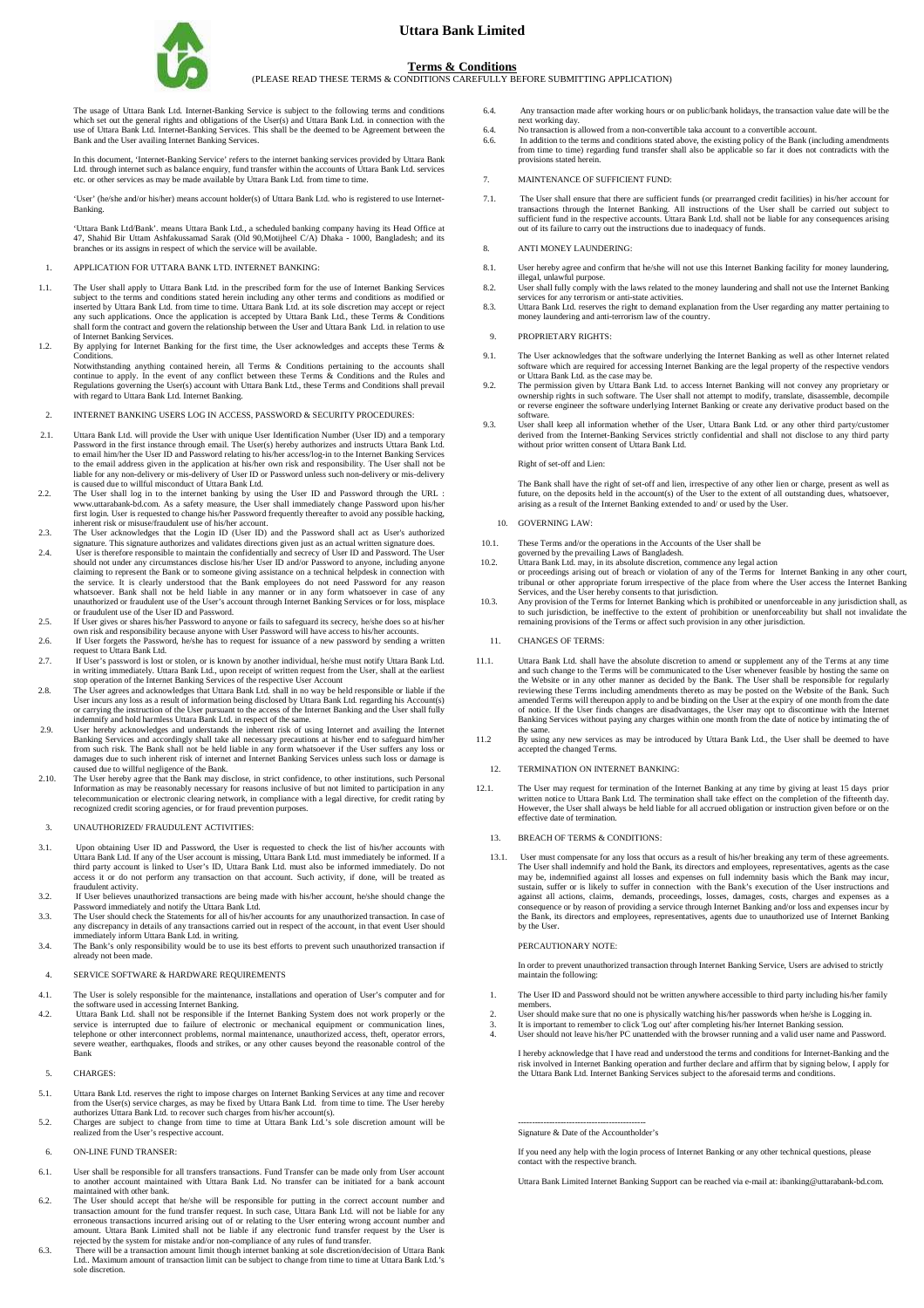# Uttara Bank Limited

## Terms & Conditions

(PLEASE READ THESE TERMS & CONDITIONS CAREFULLY BEFORE SUBMITTING APPLICATION)

The usage of Uttara Bank Ltd. Internet-Banking Service is subject to the following terms and conditions which set out the general rights and obligations of the User(s) and Uttara Bank Ltd. in connection with the use of Uttara Bank Ltd. Internet-Banking Services. This shall be the deemed to be Agreement between the Bank and the User availing Internet Banking Services.

In this document, 'Internet-Banking Service' refers to the internet banking services provided by Uttara Bank Ltd. through internet such as balance enquiry, fund transfer within the accounts of Uttara Bank Ltd. services etc. or other services as may be made available by Uttara Bank Ltd. from time to time.

'User' (he/she and/or his/her) means account holder(s) of Uttara Bank Ltd. who is registered to use Internet-Banking.

'Uttara Bank Ltd/Bank'. means Uttara Bank Ltd., a scheduled banking company having its Head Office at 47, Shahid Bir Uttam Ashfakussamad Sarak (Old 90,Motijheel C/A) Dhaka - 1000, Bangladesh; and its branches or its assigns in respect of which the service will be available.

1. APPLICATION FOR UTTARA BANK LTD. INTERNET BANKING:

1.1. The User shall apply to Uttara Bank Ltd. in the prescribed form for the use of Internet Banking Services subject to the terms and conditions stated herein including any other terms and conditions as modified or inserted by Uttara Bank Ltd. from time to time. Uttara Bank Ltd. at its sole discretion may accept or reject any such applications. Once the application is accepted by Uttara Bank Ltd., these Terms & Conditions shall form the contract and govern the relationship between the User and Uttara Bank Ltd. in relation to use of Internet Banking Services.

1.2. By applying for Internet Banking for the first time, the User acknowledges and accepts these Terms & Conditions.
Notwithstanding anything contained herein, all Terms & Conditions pertaining to the accounts shall continue to apply. In the event of any conflict between these Terms & Conditions and the Rules and Regulations governing the User(s) account with Uttara Bank Ltd., these Terms and Conditions shall prevail with regard to Uttara Bank Ltd. Internet Banking.

2. INTERNET BANKING USERS LOG IN ACCESS, PASSWORD & SECURITY PROCEDURES:

2.1. Uttara Bank Ltd. will provide the User with unique User Identification Number (User ID) and a temporary Password in the first instance through email. The User(s) hereby authorizes and instructs Uttara Bank Ltd. to email him/her the User ID and Password relating to his/her access/log-in to the Internet Banking Services to the email address given in the application at his/her own risk and responsibility. The User shall not be liable for any non-delivery or mis-delivery of User ID or Password unless such non-delivery or mis-delivery is caused due to willful misconduct of Uttara Bank Ltd.

2.2. The User shall log in to the internet banking by using the User ID and Password through the URL : www.uttarabank-bd.com. As a safety measure, the User shall immediately change Password upon his/her first login. User is requested to change his/her Password frequently thereafter to avoid any possible hacking, inherent risk or misuse/fraudulent use of his/her account.

2.3. The User acknowledges that the Login ID (User ID) and the Password shall act as User's authorized signature. This signature authorizes and validates directions given just as an actual written signature does.

2.4. User is therefore responsible to maintain the confidentially and secrecy of User ID and Password. The User should not under any circumstances disclose his/her User ID and/or Password to anyone, including anyone claiming to represent the Bank or to someone giving assistance on a technical helpdesk in connection with the service. It is clearly understood that the Bank employees do not need Password for any reason whatsoever. Bank shall not be held liable in any manner or in any form whatsoever in case of any unauthorized or fraudulent use of the User's account through Internet Banking Services or for loss, misplace or fraudulent use of the User ID and Password.

2.5. If User gives or shares his/her Password to anyone or fails to safeguard its secrecy, he/she does so at his/her own risk and responsibility because anyone with User Password will have access to his/her accounts.

2.6. If User forgets the Password, he/she has to request for issuance of a new password by sending a written request to Uttara Bank Ltd.

2.7. If User's password is lost or stolen, or is known by another individual, he/she must notify Uttara Bank Ltd. in writing immediately. Uttara Bank Ltd., upon receipt of written request from the User, shall at the earliest stop operation of the Internet Banking Services of the respective User Account

2.8. The User agrees and acknowledges that Uttara Bank Ltd. shall in no way be held responsible or liable if the User incurs any loss as a result of information being disclosed by Uttara Bank Ltd. regarding his Account(s) or carrying the instruction of the User pursuant to the access of the Internet Banking and the User shall fully indemnify and hold harmless Uttara Bank Ltd. in respect of the same.

2.9. User hereby acknowledges and understands the inherent risk of using Internet and availing the Internet Banking Services and accordingly shall take all necessary precautions at his/her end to safeguard him/her from such risk. The Bank shall not be held liable in any form whatsoever if the User suffers any loss or damages due to such inherent risk of internet and Internet Banking Services unless such loss or damage is caused due to willful negligence of the Bank.

2.10. The User hereby agree that the Bank may disclose, in strict confidence, to other institutions, such Personal Information as may be reasonably necessary for reasons inclusive of but not limited to participation in any telecommunication or electronic clearing network, in compliance with a legal directive, for credit rating by recognized credit scoring agencies, or for fraud prevention purposes.

3. UNAUTHORIZED/ FRAUDULENT ACTIVITIES:

3.1. Upon obtaining User ID and Password, the User is requested to check the list of his/her accounts with Uttara Bank Ltd. If any of the User account is missing, Uttara Bank Ltd. must immediately be informed. If a third party account is linked to User's ID, Uttara Bank Ltd. must also be informed immediately. Do not access it or do not perform any transaction on that account. Such activity, if done, will be treated as fraudulent activity.

3.2. If User believes unauthorized transactions are being made with his/her account, he/she should change the Password immediately and notify the Uttara Bank Ltd.

3.3. The User should check the Statements for all of his/her accounts for any unauthorized transaction. In case of any discrepancy in details of any transactions carried out in respect of the account, in that event User should immediately inform Uttara Bank Ltd. in writing.

3.4. The Bank's only responsibility would be to use its best efforts to prevent such unauthorized transaction if already not been made.

4. SERVICE SOFTWARE & HARDWARE REQUIREMENTS

4.1. The User is solely responsible for the maintenance, installations and operation of User's computer and for the software used in accessing Internet Banking.

4.2. Uttara Bank Ltd. shall not be responsible if the Internet Banking System does not work properly or the service is interrupted due to failure of electronic or mechanical equipment or communication lines, telephone or other interconnect problems, normal maintenance, unauthorized access, theft, operator errors, severe weather, earthquakes, floods and strikes, or any other causes beyond the reasonable control of the Bank

5. CHARGES:

5.1. Uttara Bank Ltd. reserves the right to impose charges on Internet Banking Services at any time and recover from the User(s) service charges, as may be fixed by Uttara Bank Ltd. from time to time. The User hereby authorizes Uttara Bank Ltd. to recover such charges from his/her account(s).

5.2. Charges are subject to change from time to time at Uttara Bank Ltd.'s sole discretion amount will be realized from the User's respective account.

6. ON-LINE FUND TRANSER:

6.1. User shall be responsible for all transfers transactions. Fund Transfer can be made only from User account to another account maintained with Uttara Bank Ltd. No transfer can be initiated for a bank account maintained with other bank.

6.2. The User should accept that he/she will be responsible for putting in the correct account number and transaction amount for the fund transfer request. In such case, Uttara Bank Ltd. will not be liable for any erroneous transactions incurred arising out of or relating to the User entering wrong account number and amount. Uttara Bank Limited shall not be liable if any electronic fund transfer request by the User is rejected by the system for mistake and/or non-compliance of any rules of fund transfer.

6.3. There will be a transaction amount limit though internet banking at sole discretion/decision of Uttara Bank Ltd.. Maximum amount of transaction limit can be subject to change from time to time at Uttara Bank Ltd.'s sole discretion.

6.4. Any transaction made after working hours or on public/bank holidays, the transaction value date will be the next working day.

6.4. No transaction is allowed from a non-convertible taka account to a convertible account.

6.6. In addition to the terms and conditions stated above, the existing policy of the Bank (including amendments from time to time) regarding fund transfer shall also be applicable so far it does not contradicts with the provisions stated herein.

7. MAINTENANCE OF SUFFICIENT FUND:

7.1. The User shall ensure that there are sufficient funds (or prearranged credit facilities) in his/her account for transactions through the Internet Banking. All instructions of the User shall be carried out subject to sufficient fund in the respective accounts. Uttara Bank Ltd. shall not be liable for any consequences arising out of its failure to carry out the instructions due to inadequacy of funds.

8. ANTI MONEY LAUNDERING:

8.1. User hereby agree and confirm that he/she will not use this Internet Banking facility for money laundering, illegal, unlawful purpose.

8.2. User shall fully comply with the laws related to the money laundering and shall not use the Internet Banking services for any terrorism or anti-state activities.

8.3. Uttara Bank Ltd. reserves the right to demand explanation from the User regarding any matter pertaining to money laundering and anti-terrorism law of the country.

9. PROPRIETARY RIGHTS:

9.1. The User acknowledges that the software underlying the Internet Banking as well as other Internet related software which are required for accessing Internet Banking are the legal property of the respective vendors or Uttara Bank Ltd. as the case may be.

9.2. The permission given by Uttara Bank Ltd. to access Internet Banking will not convey any proprietary or ownership rights in such software. The User shall not attempt to modify, translate, disassemble, decompile or reverse engineer the software underlying Internet Banking or create any derivative product based on the software.

9.3. User shall keep all information whether of the User, Uttara Bank Ltd. or any other third party/customer derived from the Internet-Banking Services strictly confidential and shall not disclose to any third party without prior written consent of Uttara Bank Ltd.

Right of set-off and Lien:

The Bank shall have the right of set-off and lien, irrespective of any other lien or charge, present as well as future, on the deposits held in the account(s) of the User to the extent of all outstanding dues, whatsoever, arising as a result of the Internet Banking extended to and/ or used by the User.

10. GOVERNING LAW:

10.1. These Terms and/or the operations in the Accounts of the User shall be governed by the prevailing Laws of Bangladesh.

10.2. Uttara Bank Ltd. may, in its absolute discretion, commence any legal action or proceedings arising out of breach or violation of any of the Terms for Internet Banking in any other court, tribunal or other appropriate forum irrespective of the place from where the User access the Internet Banking Services, and the User hereby consents to that jurisdiction.

10.3. Any provision of the Terms for Internet Banking which is prohibited or unenforceable in any jurisdiction shall, as to such jurisdiction, be ineffective to the extent of prohibition or unenforceability but shall not invalidate the remaining provisions of the Terms or affect such provision in any other jurisdiction.

11. CHANGES OF TERMS:

11.1. Uttara Bank Ltd. shall have the absolute discretion to amend or supplement any of the Terms at any time and such change to the Terms will be communicated to the User whenever feasible by hosting the same on the Website or in any other manner as decided by the Bank. The User shall be responsible for regularly reviewing these Terms including amendments thereto as may be posted on the Website of the Bank. Such amended Terms will thereupon apply to and be binding on the User at the expiry of one month from the date of notice. If the User finds changes are disadvantages, the User may opt to discontinue with the Internet Banking Services without paying any charges within one month from the date of notice by intimating the of the same.

11.2 By using any new services as may be introduced by Uttara Bank Ltd., the User shall be deemed to have accepted the changed Terms.

12. TERMINATION ON INTERNET BANKING:

12.1. The User may request for termination of the Internet Banking at any time by giving at least 15 days prior written notice to Uttara Bank Ltd. The termination shall take effect on the completion of the fifteenth day. However, the User shall always be held liable for all accrued obligation or instruction given before or on the effective date of termination.

13. BREACH OF TERMS & CONDITIONS:

13.1. User must compensate for any loss that occurs as a result of his/her breaking any term of these agreements. The User shall indemnify and hold the Bank, its directors and employees, representatives, agents as the case may be, indemnified against all losses and expenses on full indemnity basis which the Bank may incur, sustain, suffer or is likely to suffer in connection with the Bank's execution of the User instructions and against all actions, claims, demands, proceedings, losses, damages, costs, charges and expenses as a consequence or by reason of providing a service through Internet Banking and/or loss and expenses incur by the Bank, its directors and employees, representatives, agents due to unauthorized use of Internet Banking by the User.

PERCAUTIONARY NOTE:

In order to prevent unauthorized transaction through Internet Banking Service, Users are advised to strictly maintain the following:

1. The User ID and Password should not be written anywhere accessible to third party including his/her family members.
2. User should make sure that no one is physically watching his/her passwords when he/she is Logging in.
3. It is important to remember to click 'Log out' after completing his/her Internet Banking session.
4. User should not leave his/her PC unattended with the browser running and a valid user name and Password.

I hereby acknowledge that I have read and understood the terms and conditions for Internet-Banking and the risk involved in Internet Banking operation and further declare and affirm that by signing below, I apply for the Uttara Bank Ltd. Internet Banking Services subject to the aforesaid terms and conditions.

---------------------------------------------

Signature & Date of the Accountholder's

If you need any help with the login process of Internet Banking or any other technical questions, please contact with the respective branch.

Uttara Bank Limited Internet Banking Support can be reached via e-mail at: ibanking@uttarabank-bd.com.